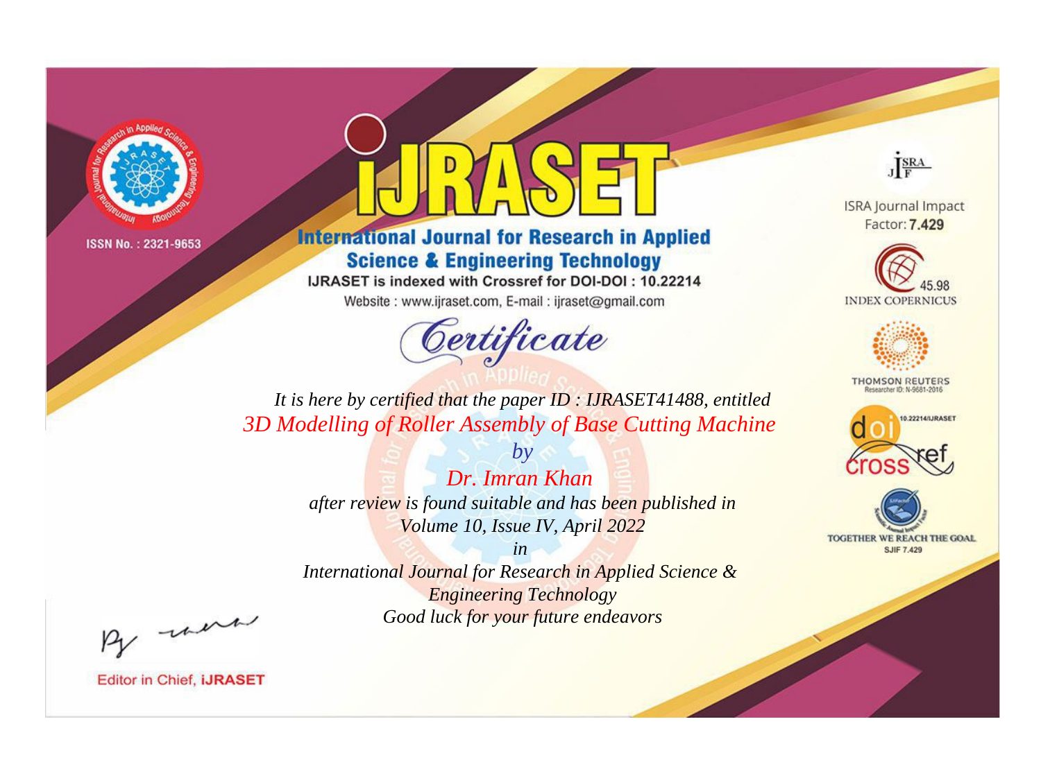ISSN No. : 2321-9653

# IJRASET

## International Journal for Research in Applied Science & Engineering Technology

IJRASET is indexed with Crossref for DOI-DOI : 10.22214

Website : www.ijraset.com, E-mail : ijraset@gmail.com

## Certificate

*It is here by certified that the paper ID : IJRASET41488, entitled*

*3D Modelling of Roller Assembly of Base Cutting Machine*

*by*

*Dr. Imran Khan*

*after review is found suitable and has been published in*

*Volume 10, Issue IV, April 2022*

*in*

*International Journal for Research in Applied Science & Engineering Technology*

*Good luck for your future endeavors*

ISRA Journal Impact Factor: **7.429**

45.98 INDEX COPERNICUS

THOMSON REUTERS Researcher ID: N-9681-2016

10.22214/IJRASET

TOGETHER WE REACH THE GOAL SJIF 7.429

Editor in Chief, **iJRASET**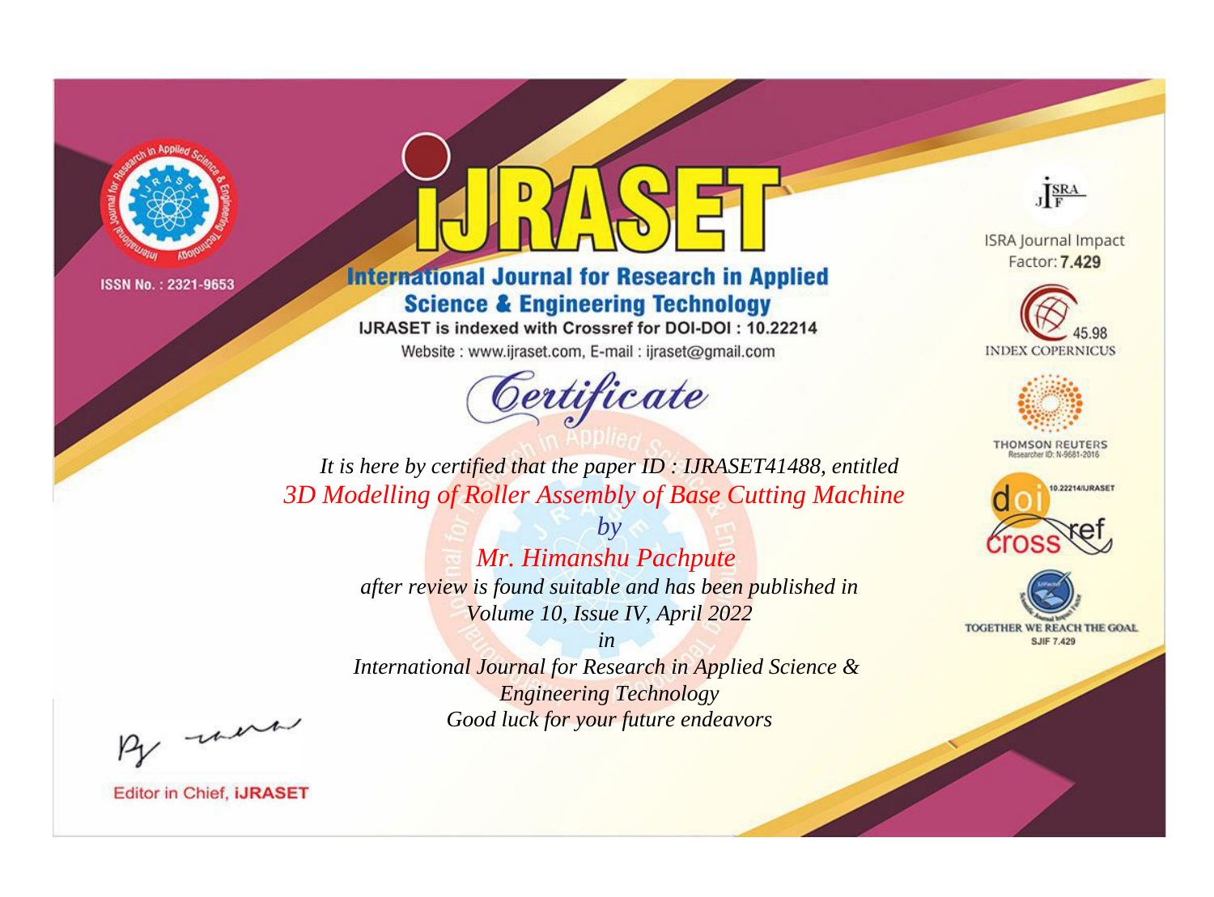ISSN No. : 2321-9653

# iJRASET

## International Journal for Research in Applied Science & Engineering Technology

IJRASET is indexed with Crossref for DOI-DOI : 10.22214

Website : www.ijraset.com, E-mail : ijraset@gmail.com

# Certificate

*It is here by certified that the paper ID : IJRASET41488, entitled*

*3D Modelling of Roller Assembly of Base Cutting Machine*

*by*

*Mr. Himanshu Pachpute*

*after review is found suitable and has been published in*

*Volume 10, Issue IV, April 2022*

*in*

*International Journal for Research in Applied Science & Engineering Technology*

*Good luck for your future endeavors*

ISRA Journal Impact Factor: **7.429**

45.98 INDEX COPERNICUS

THOMSON REUTERS Researcher ID: N-9681-2016

10.22214/IJRASET

TOGETHER WE REACH THE GOAL SJIF 7.429

Editor in Chief, **iJRASET**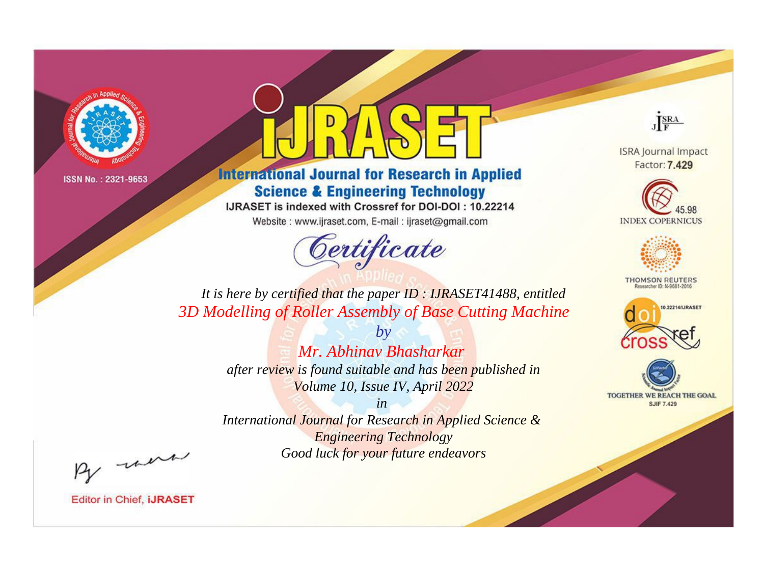ISSN No. : 2321-9653

# iJRASET

## International Journal for Research in Applied Science & Engineering Technology

IJRASET is indexed with Crossref for DOI-DOI : 10.22214

Website : www.ijraset.com, E-mail : ijraset@gmail.com

*Certificate*

*It is here by certified that the paper ID : IJRASET41488, entitled*

*3D Modelling of Roller Assembly of Base Cutting Machine*

*by*

*Mr. Abhinav Bhasharkar*

*after review is found suitable and has been published in*

*Volume 10, Issue IV, April 2022*

*in*

*International Journal for Research in Applied Science & Engineering Technology*

*Good luck for your future endeavors*

ISRA Journal Impact Factor: **7.429**

45.98 INDEX COPERNICUS

THOMSON REUTERS Researcher ID: N-9681-2016

10.22214/IJRASET

TOGETHER WE REACH THE GOAL SJIF 7.429

Editor in Chief, **iJRASET**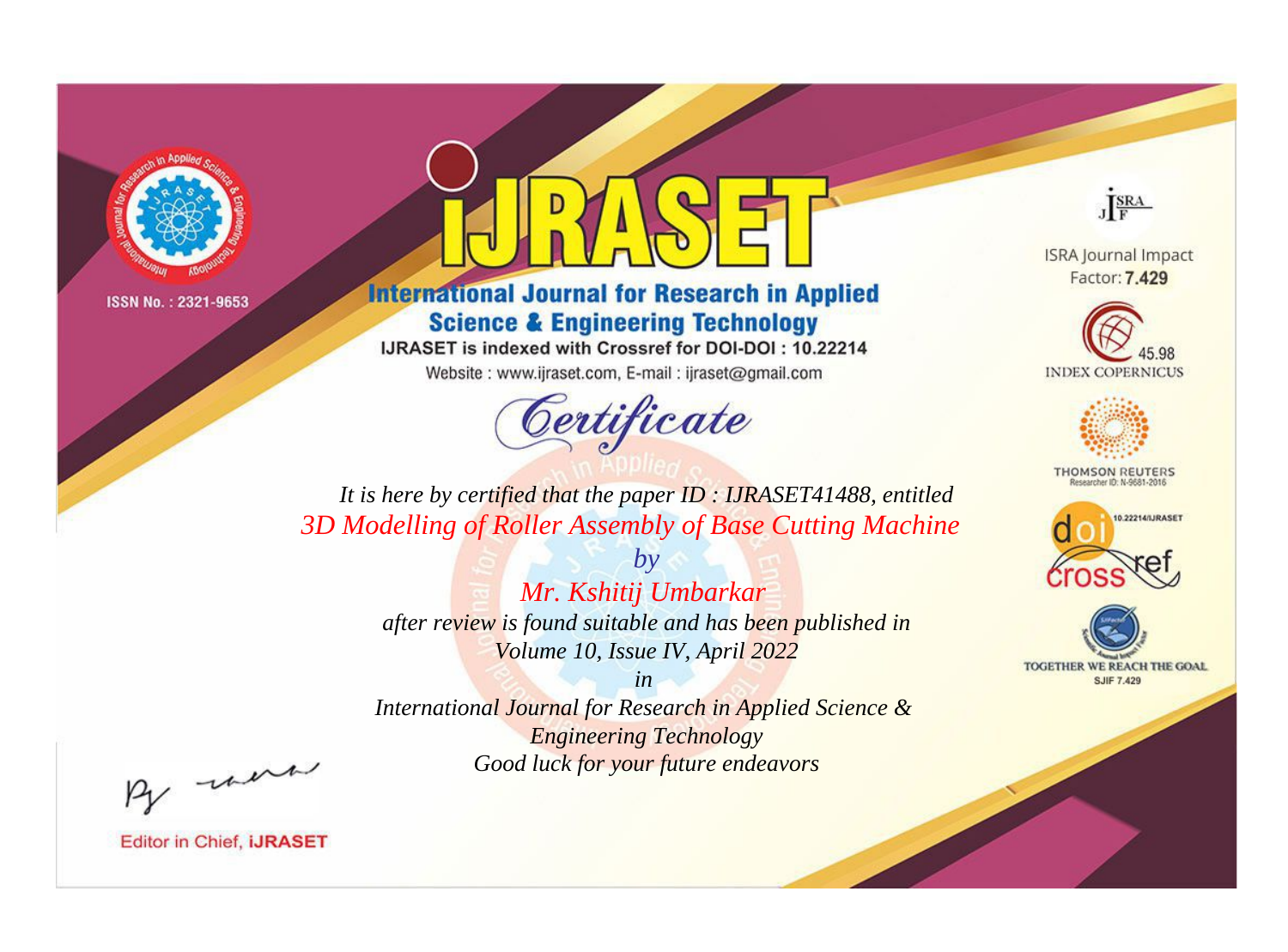ISSN No. : 2321-9653

# iJRASET

## International Journal for Research in Applied Science & Engineering Technology

IJRASET is indexed with Crossref for DOI-DOI : 10.22214

Website : www.ijraset.com, E-mail : ijraset@gmail.com

## *Certificate*

*It is here by certified that the paper ID : IJRASET41488, entitled*

*3D Modelling of Roller Assembly of Base Cutting Machine*

*by*

*Mr. Kshitij Umbarkar*

*after review is found suitable and has been published in*

*Volume 10, Issue IV, April 2022*

*in*

*International Journal for Research in Applied Science & Engineering Technology*

*Good luck for your future endeavors*

Editor in Chief, iJRASET

ISRA Journal Impact Factor: **7.429**

45.98 INDEX COPERNICUS

THOMSON REUTERS Researcher ID: N-9681-2016

10.22214/IJRASET

TOGETHER WE REACH THE GOAL SJIF 7.429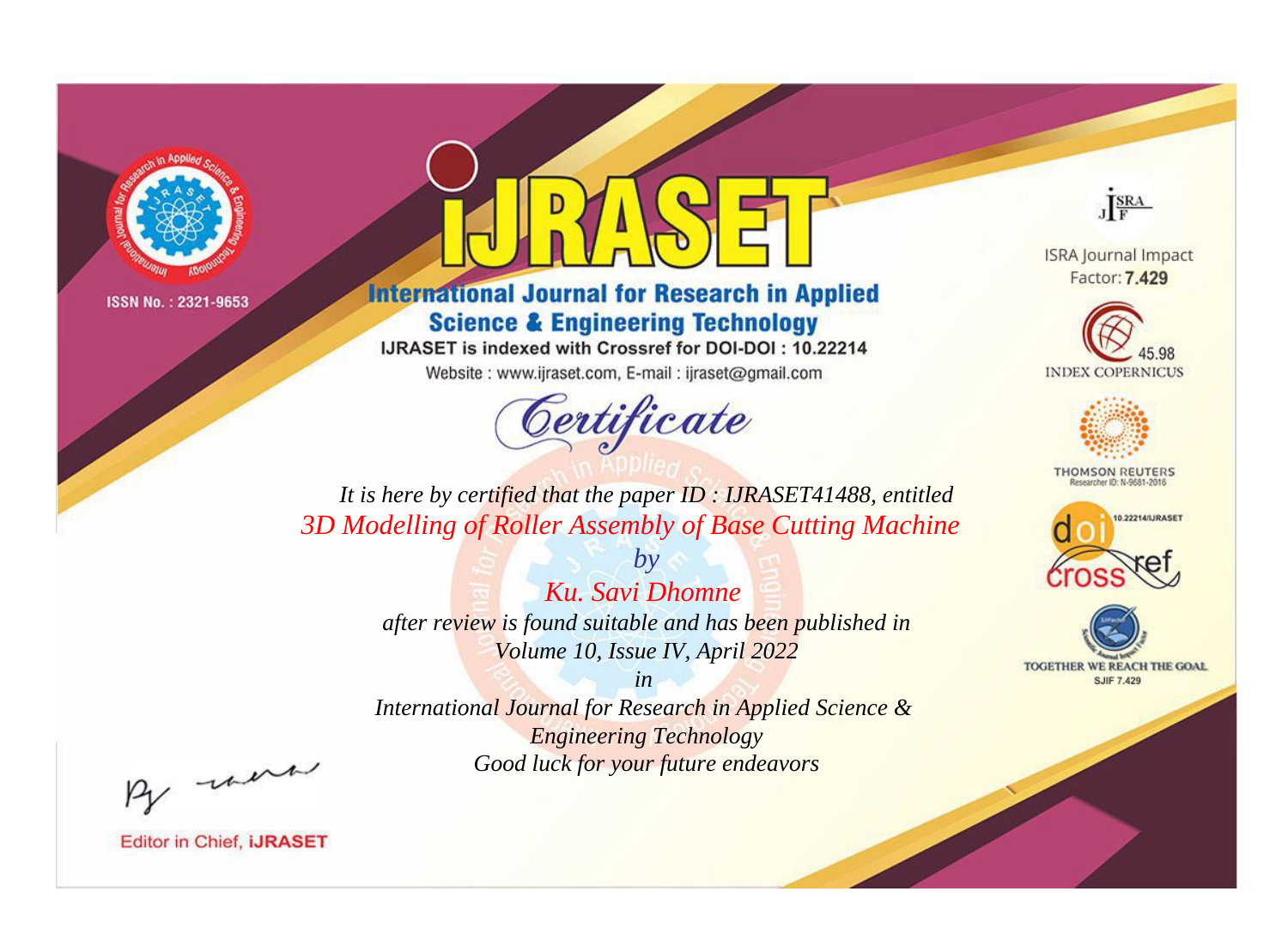ISSN No. : 2321-9653

# iJRASET

## International Journal for Research in Applied Science & Engineering Technology

IJRASET is indexed with Crossref for DOI-DOI : 10.22214

Website : www.ijraset.com, E-mail : ijraset@gmail.com

*Certificate*

*It is here by certified that the paper ID : IJRASET41488, entitled*

*3D Modelling of Roller Assembly of Base Cutting Machine*

*by*

*Ku. Savi Dhomne*

*after review is found suitable and has been published in*

*Volume 10, Issue IV, April 2022*

*in*

*International Journal for Research in Applied Science & Engineering Technology*

*Good luck for your future endeavors*

ISRA Journal Impact Factor: **7.429**

45.98 INDEX COPERNICUS

THOMSON REUTERS Researcher ID: N-9681-2016

10.22214/IJRASET

TOGETHER WE REACH THE GOAL SJIF 7.429

Editor in Chief, **iJRASET**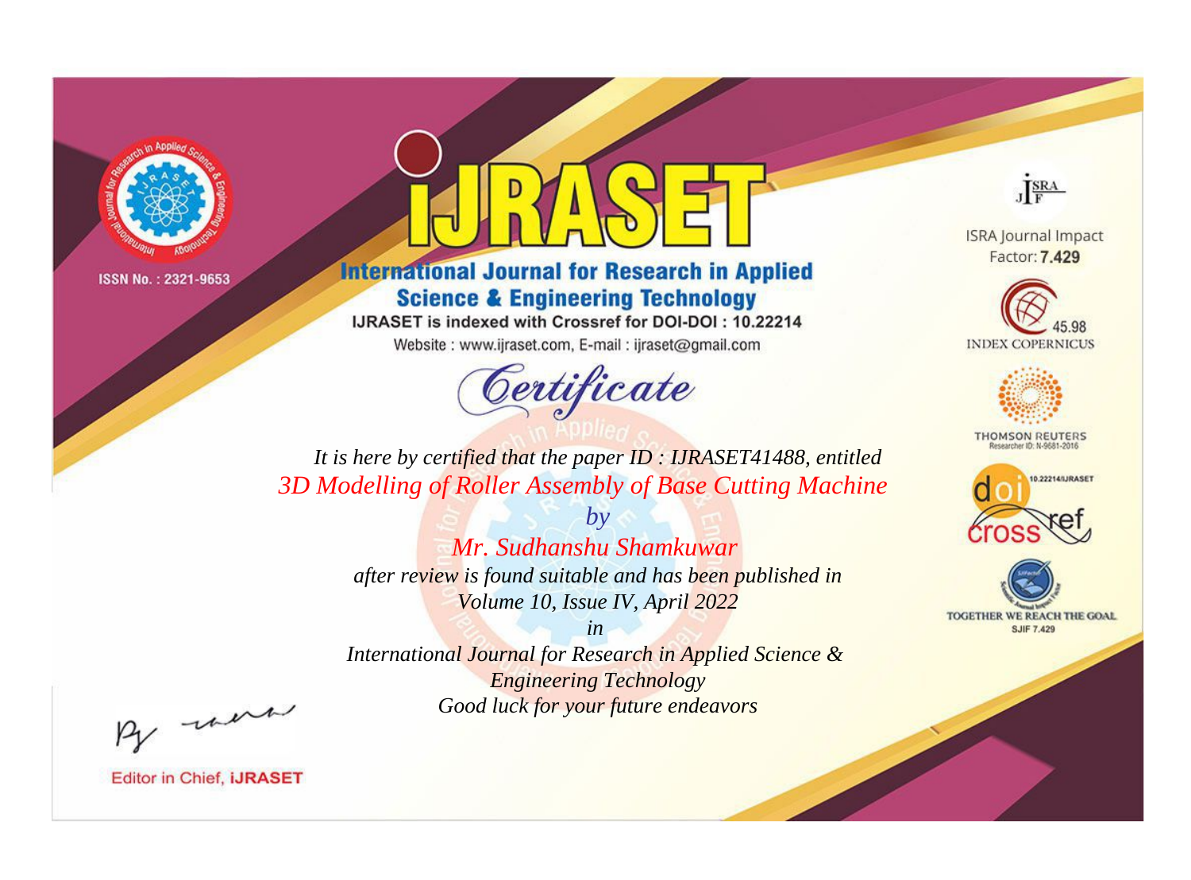ISSN No. : 2321-9653

# iJRASET

## International Journal for Research in Applied Science & Engineering Technology

IJRASET is indexed with Crossref for DOI-DOI : 10.22214

Website : www.ijraset.com, E-mail : ijraset@gmail.com

*Certificate*

*It is here by certified that the paper ID : IJRASET41488, entitled*

*3D Modelling of Roller Assembly of Base Cutting Machine*

*by*

*Mr. Sudhanshu Shamkuwar*

*after review is found suitable and has been published in*

*Volume 10, Issue IV, April 2022*

*in*

*International Journal for Research in Applied Science & Engineering Technology*

*Good luck for your future endeavors*

ISRA Journal Impact Factor: **7.429**

45.98 INDEX COPERNICUS

THOMSON REUTERS Researcher ID: N-9681-2016

10.22214/IJRASET

TOGETHER WE REACH THE GOAL SJIF 7.429

Editor in Chief, **iJRASET**